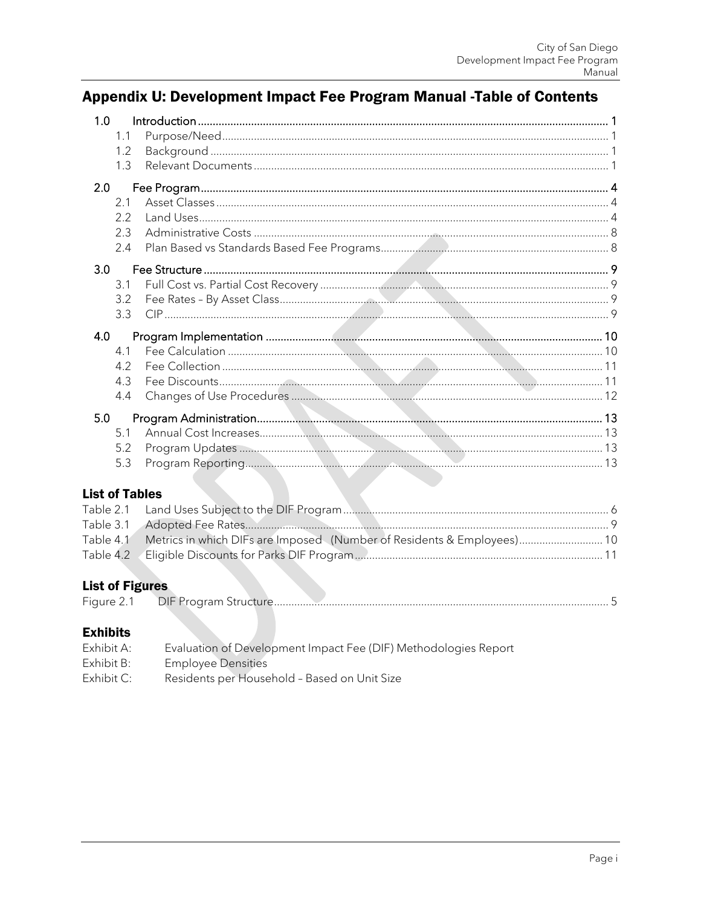# Appendix U: Development Impact Fee Program Manual -Table of Contents

1.0 Introduction ........ 1
- 1.1 Purpose/Need ........ 1
- 1.2 Background ........ 1
- 1.3 Relevant Documents ........ 1

2.0 Fee Program ........ 4
- 2.1 Asset Classes ........ 4
- 2.2 Land Uses ........ 4
- 2.3 Administrative Costs ........ 8
- 2.4 Plan Based vs Standards Based Fee Programs ........ 8

3.0 Fee Structure ........ 9
- 3.1 Full Cost vs. Partial Cost Recovery ........ 9
- 3.2 Fee Rates – By Asset Class ........ 9
- 3.3 CIP ........ 9

4.0 Program Implementation ........ 10
- 4.1 Fee Calculation ........ 10
- 4.2 Fee Collection ........ 11
- 4.3 Fee Discounts ........ 11
- 4.4 Changes of Use Procedures ........ 12

5.0 Program Administration ........ 13
- 5.1 Annual Cost Increases ........ 13
- 5.2 Program Updates ........ 13
- 5.3 Program Reporting ........ 13

## List of Tables

Table 2.1 Land Uses Subject to the DIF Program ........ 6
Table 3.1 Adopted Fee Rates ........ 9
Table 4.1 Metrics in which DIFs are Imposed (Number of Residents & Employees) ........ 10
Table 4.2 Eligible Discounts for Parks DIF Program ........ 11

## List of Figures

Figure 2.1 DIF Program Structure ........ 5

## Exhibits

Exhibit A: Evaluation of Development Impact Fee (DIF) Methodologies Report
Exhibit B: Employee Densities
Exhibit C: Residents per Household – Based on Unit Size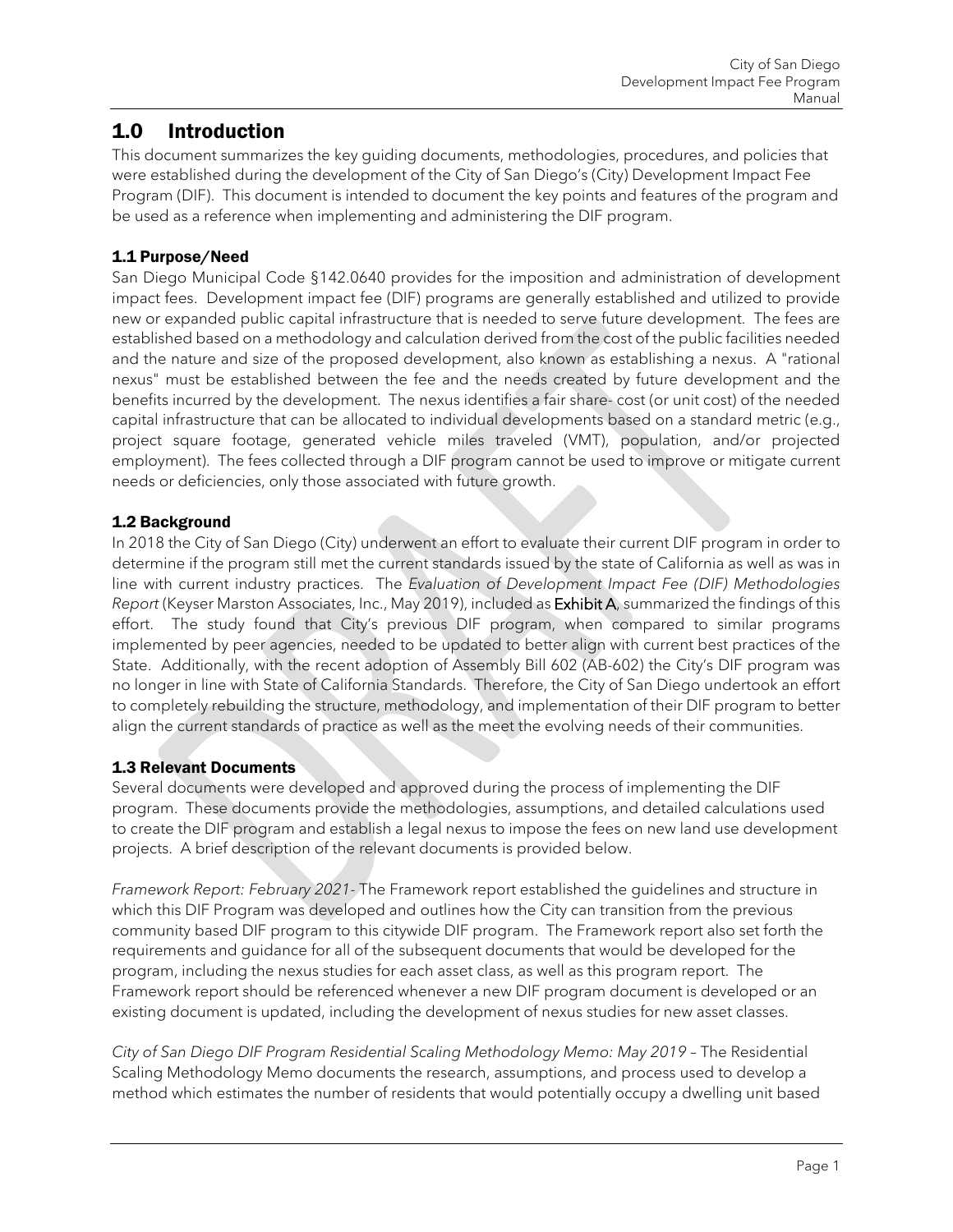# 1.0 Introduction

This document summarizes the key guiding documents, methodologies, procedures, and policies that were established during the development of the City of San Diego's (City) Development Impact Fee Program (DIF). This document is intended to document the key points and features of the program and be used as a reference when implementing and administering the DIF program.

## 1.1 Purpose/Need

San Diego Municipal Code §142.0640 provides for the imposition and administration of development impact fees. Development impact fee (DIF) programs are generally established and utilized to provide new or expanded public capital infrastructure that is needed to serve future development. The fees are established based on a methodology and calculation derived from the cost of the public facilities needed and the nature and size of the proposed development, also known as establishing a nexus. A "rational nexus" must be established between the fee and the needs created by future development and the benefits incurred by the development. The nexus identifies a fair share- cost (or unit cost) of the needed capital infrastructure that can be allocated to individual developments based on a standard metric (e.g., project square footage, generated vehicle miles traveled (VMT), population, and/or projected employment). The fees collected through a DIF program cannot be used to improve or mitigate current needs or deficiencies, only those associated with future growth.

## 1.2 Background

In 2018 the City of San Diego (City) underwent an effort to evaluate their current DIF program in order to determine if the program still met the current standards issued by the state of California as well as was in line with current industry practices. The *Evaluation of Development Impact Fee (DIF) Methodologies Report* (Keyser Marston Associates, Inc., May 2019), included as Exhibit A, summarized the findings of this effort. The study found that City's previous DIF program, when compared to similar programs implemented by peer agencies, needed to be updated to better align with current best practices of the State. Additionally, with the recent adoption of Assembly Bill 602 (AB-602) the City's DIF program was no longer in line with State of California Standards. Therefore, the City of San Diego undertook an effort to completely rebuilding the structure, methodology, and implementation of their DIF program to better align the current standards of practice as well as the meet the evolving needs of their communities.

## 1.3 Relevant Documents

Several documents were developed and approved during the process of implementing the DIF program. These documents provide the methodologies, assumptions, and detailed calculations used to create the DIF program and establish a legal nexus to impose the fees on new land use development projects. A brief description of the relevant documents is provided below.

*Framework Report: February 2021-* The Framework report established the guidelines and structure in which this DIF Program was developed and outlines how the City can transition from the previous community based DIF program to this citywide DIF program. The Framework report also set forth the requirements and guidance for all of the subsequent documents that would be developed for the program, including the nexus studies for each asset class, as well as this program report. The Framework report should be referenced whenever a new DIF program document is developed or an existing document is updated, including the development of nexus studies for new asset classes.

*City of San Diego DIF Program Residential Scaling Methodology Memo: May 2019 –* The Residential Scaling Methodology Memo documents the research, assumptions, and process used to develop a method which estimates the number of residents that would potentially occupy a dwelling unit based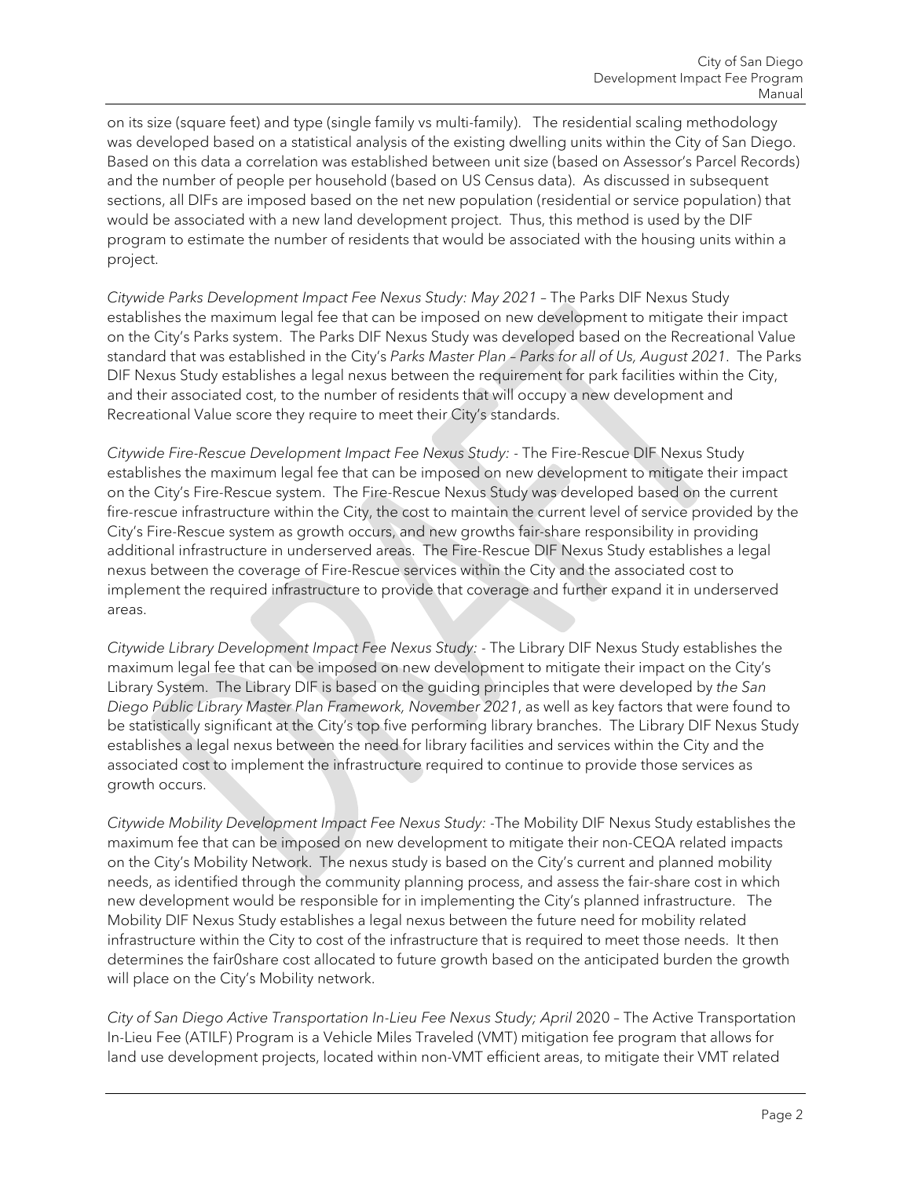on its size (square feet) and type (single family vs multi-family). The residential scaling methodology was developed based on a statistical analysis of the existing dwelling units within the City of San Diego. Based on this data a correlation was established between unit size (based on Assessor's Parcel Records) and the number of people per household (based on US Census data). As discussed in subsequent sections, all DIFs are imposed based on the net new population (residential or service population) that would be associated with a new land development project. Thus, this method is used by the DIF program to estimate the number of residents that would be associated with the housing units within a project.

*Citywide Parks Development Impact Fee Nexus Study: May 2021* – The Parks DIF Nexus Study establishes the maximum legal fee that can be imposed on new development to mitigate their impact on the City's Parks system. The Parks DIF Nexus Study was developed based on the Recreational Value standard that was established in the City's *Parks Master Plan – Parks for all of Us, August 2021*. The Parks DIF Nexus Study establishes a legal nexus between the requirement for park facilities within the City, and their associated cost, to the number of residents that will occupy a new development and Recreational Value score they require to meet their City's standards.

*Citywide Fire-Rescue Development Impact Fee Nexus Study:* - The Fire-Rescue DIF Nexus Study establishes the maximum legal fee that can be imposed on new development to mitigate their impact on the City's Fire-Rescue system. The Fire-Rescue Nexus Study was developed based on the current fire-rescue infrastructure within the City, the cost to maintain the current level of service provided by the City's Fire-Rescue system as growth occurs, and new growths fair-share responsibility in providing additional infrastructure in underserved areas. The Fire-Rescue DIF Nexus Study establishes a legal nexus between the coverage of Fire-Rescue services within the City and the associated cost to implement the required infrastructure to provide that coverage and further expand it in underserved areas.

*Citywide Library Development Impact Fee Nexus Study:* - The Library DIF Nexus Study establishes the maximum legal fee that can be imposed on new development to mitigate their impact on the City's Library System. The Library DIF is based on the guiding principles that were developed by *the San Diego Public Library Master Plan Framework, November 2021*, as well as key factors that were found to be statistically significant at the City's top five performing library branches. The Library DIF Nexus Study establishes a legal nexus between the need for library facilities and services within the City and the associated cost to implement the infrastructure required to continue to provide those services as growth occurs.

*Citywide Mobility Development Impact Fee Nexus Study:* -The Mobility DIF Nexus Study establishes the maximum fee that can be imposed on new development to mitigate their non-CEQA related impacts on the City's Mobility Network. The nexus study is based on the City's current and planned mobility needs, as identified through the community planning process, and assess the fair-share cost in which new development would be responsible for in implementing the City's planned infrastructure. The Mobility DIF Nexus Study establishes a legal nexus between the future need for mobility related infrastructure within the City to cost of the infrastructure that is required to meet those needs. It then determines the fair0share cost allocated to future growth based on the anticipated burden the growth will place on the City's Mobility network.

*City of San Diego Active Transportation In-Lieu Fee Nexus Study; April* 2020 – The Active Transportation In-Lieu Fee (ATILF) Program is a Vehicle Miles Traveled (VMT) mitigation fee program that allows for land use development projects, located within non-VMT efficient areas, to mitigate their VMT related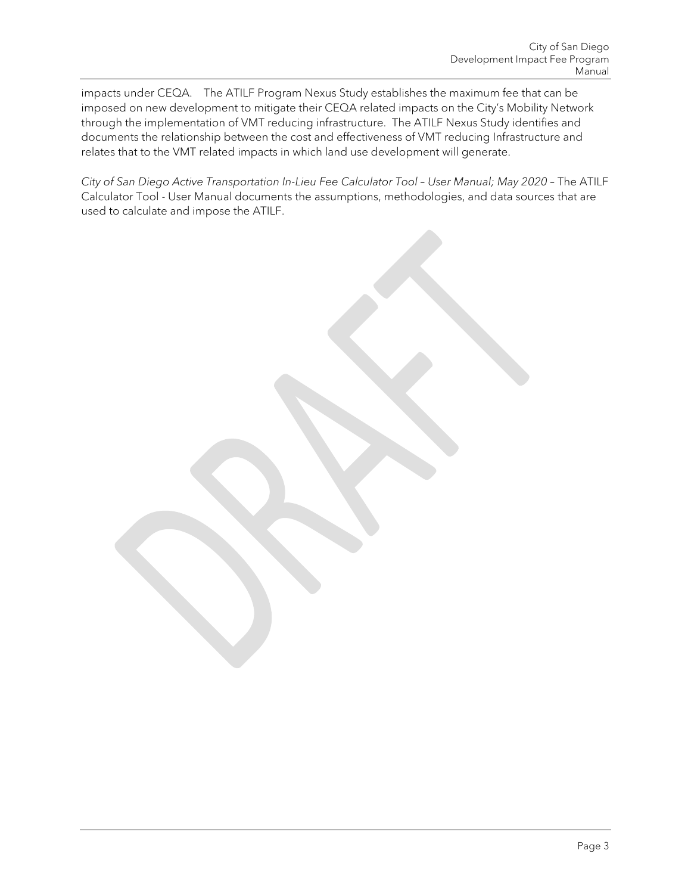impacts under CEQA. The ATILF Program Nexus Study establishes the maximum fee that can be imposed on new development to mitigate their CEQA related impacts on the City's Mobility Network through the implementation of VMT reducing infrastructure. The ATILF Nexus Study identifies and documents the relationship between the cost and effectiveness of VMT reducing Infrastructure and relates that to the VMT related impacts in which land use development will generate.

*City of San Diego Active Transportation In-Lieu Fee Calculator Tool – User Manual; May 2020* – The ATILF Calculator Tool - User Manual documents the assumptions, methodologies, and data sources that are used to calculate and impose the ATILF.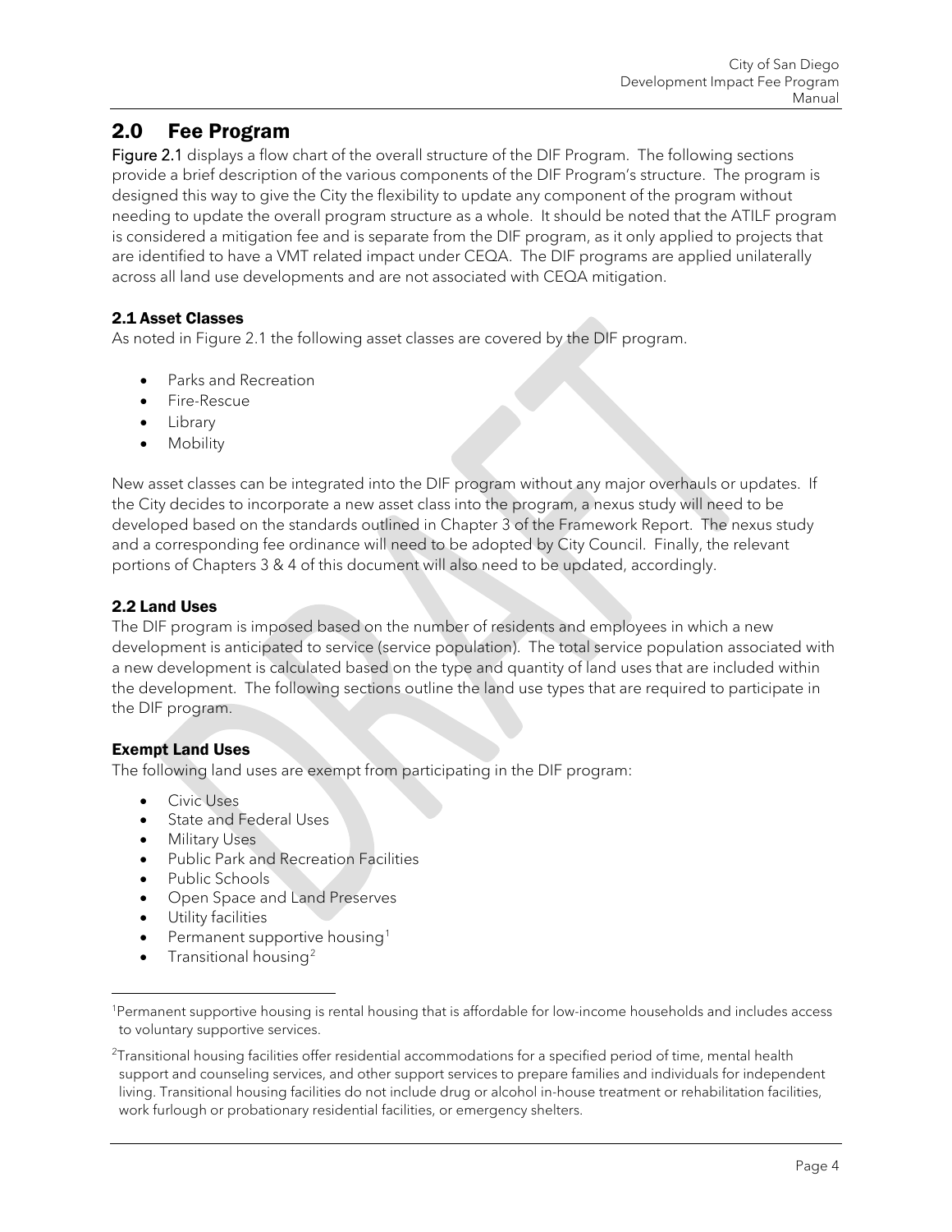## 2.0 Fee Program

Figure 2.1 displays a flow chart of the overall structure of the DIF Program. The following sections provide a brief description of the various components of the DIF Program's structure. The program is designed this way to give the City the flexibility to update any component of the program without needing to update the overall program structure as a whole. It should be noted that the ATILF program is considered a mitigation fee and is separate from the DIF program, as it only applied to projects that are identified to have a VMT related impact under CEQA. The DIF programs are applied unilaterally across all land use developments and are not associated with CEQA mitigation.

### 2.1 Asset Classes

As noted in Figure 2.1 the following asset classes are covered by the DIF program.

- Parks and Recreation
- Fire-Rescue
- Library
- Mobility

New asset classes can be integrated into the DIF program without any major overhauls or updates. If the City decides to incorporate a new asset class into the program, a nexus study will need to be developed based on the standards outlined in Chapter 3 of the Framework Report. The nexus study and a corresponding fee ordinance will need to be adopted by City Council. Finally, the relevant portions of Chapters 3 & 4 of this document will also need to be updated, accordingly.

### 2.2 Land Uses

The DIF program is imposed based on the number of residents and employees in which a new development is anticipated to service (service population). The total service population associated with a new development is calculated based on the type and quantity of land uses that are included within the development. The following sections outline the land use types that are required to participate in the DIF program.

#### Exempt Land Uses

The following land uses are exempt from participating in the DIF program:

- Civic Uses
- State and Federal Uses
- Military Uses
- Public Park and Recreation Facilities
- Public Schools
- Open Space and Land Preserves
- Utility facilities
- Permanent supportive housing[1]
- Transitional housing[2]

[1] Permanent supportive housing is rental housing that is affordable for low-income households and includes access to voluntary supportive services.

[2] Transitional housing facilities offer residential accommodations for a specified period of time, mental health support and counseling services, and other support services to prepare families and individuals for independent living. Transitional housing facilities do not include drug or alcohol in-house treatment or rehabilitation facilities, work furlough or probationary residential facilities, or emergency shelters.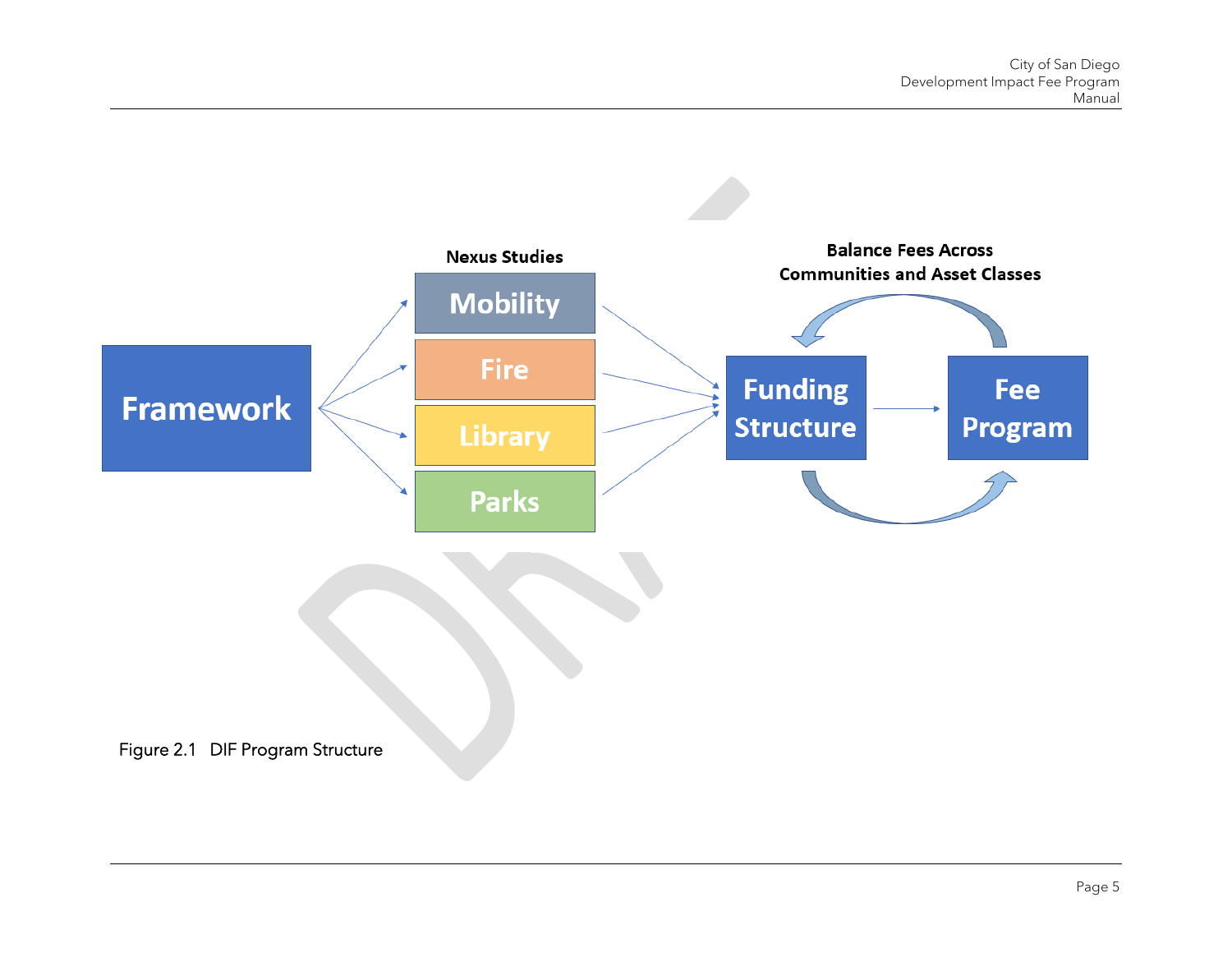Nexus Studies

Mobility

Fire

Library

Parks

Framework

Balance Fees Across Communities and Asset Classes

Funding Structure

Fee Program

Figure 2.1 DIF Program Structure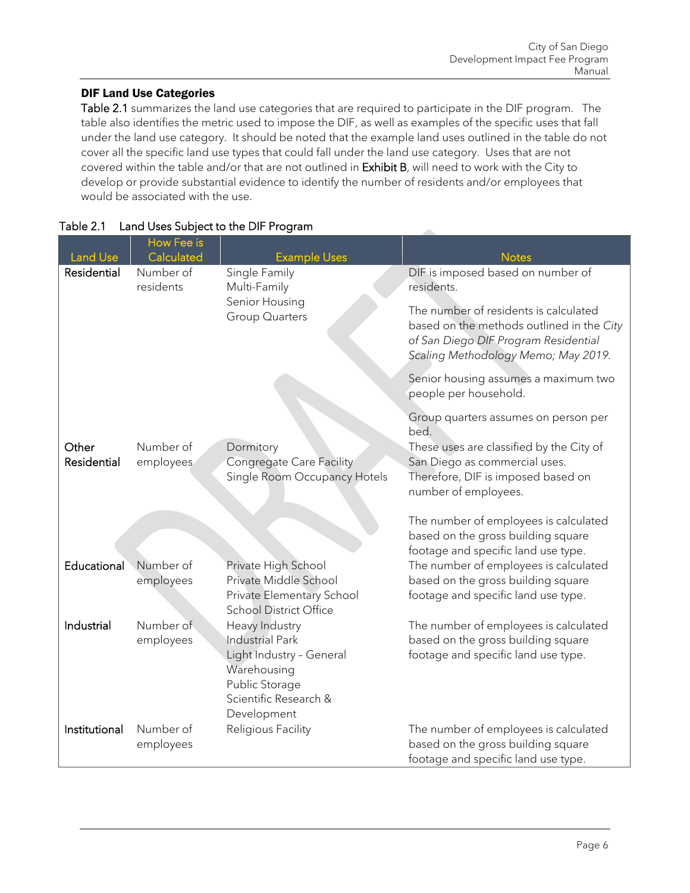## DIF Land Use Categories

Table 2.1 summarizes the land use categories that are required to participate in the DIF program. The table also identifies the metric used to impose the DIF, as well as examples of the specific uses that fall under the land use category. It should be noted that the example land uses outlined in the table do not cover all the specific land use types that could fall under the land use category. Uses that are not covered within the table and/or that are not outlined in Exhibit B, will need to work with the City to develop or provide substantial evidence to identify the number of residents and/or employees that would be associated with the use.

Table 2.1 Land Uses Subject to the DIF Program

| Land Use | How Fee is Calculated | Example Uses | Notes |
|---|---|---|---|
| Residential | Number of residents | Single Family<br>Multi-Family<br>Senior Housing<br>Group Quarters | DIF is imposed based on number of residents.<br><br>The number of residents is calculated based on the methods outlined in the *City of San Diego DIF Program Residential Scaling Methodology Memo; May 2019.*<br><br>Senior housing assumes a maximum two people per household.<br><br>Group quarters assumes on person per bed. |
| Other Residential | Number of employees | Dormitory<br>Congregate Care Facility<br>Single Room Occupancy Hotels | These uses are classified by the City of San Diego as commercial uses. Therefore, DIF is imposed based on number of employees.<br><br>The number of employees is calculated based on the gross building square footage and specific land use type. |
| Educational | Number of employees | Private High School<br>Private Middle School<br>Private Elementary School<br>School District Office | The number of employees is calculated based on the gross building square footage and specific land use type. |
| Industrial | Number of employees | Heavy Industry<br>Industrial Park<br>Light Industry – General<br>Warehousing<br>Public Storage<br>Scientific Research & Development | The number of employees is calculated based on the gross building square footage and specific land use type. |
| Institutional | Number of employees | Religious Facility | The number of employees is calculated based on the gross building square footage and specific land use type. |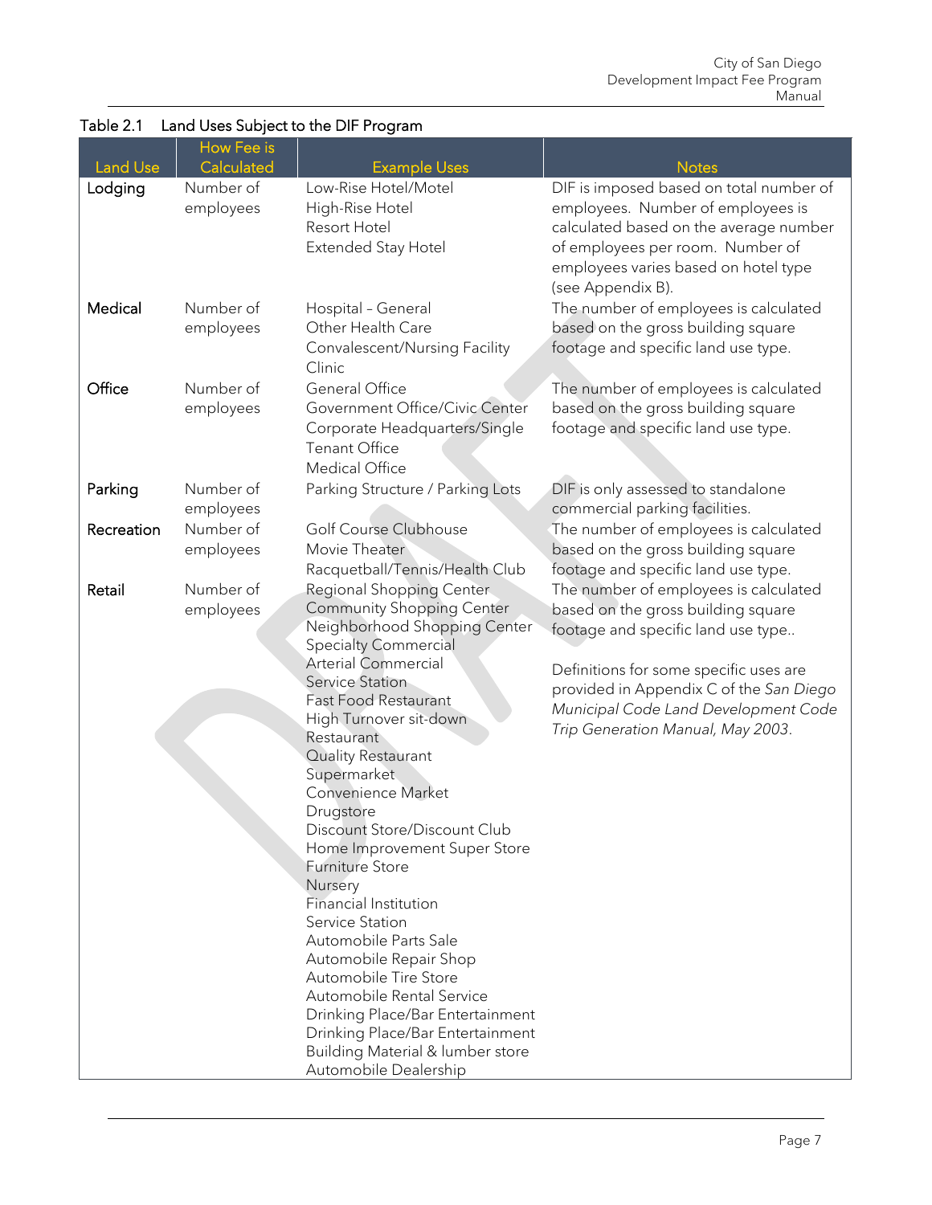Table 2.1 Land Uses Subject to the DIF Program

| Land Use | How Fee is Calculated | Example Uses | Notes |
|---|---|---|---|
| Lodging | Number of employees | Low-Rise Hotel/Motel<br>High-Rise Hotel<br>Resort Hotel<br>Extended Stay Hotel | DIF is imposed based on total number of employees. Number of employees is calculated based on the average number of employees per room. Number of employees varies based on hotel type (see Appendix B). |
| Medical | Number of employees | Hospital – General<br>Other Health Care<br>Convalescent/Nursing Facility<br>Clinic | The number of employees is calculated based on the gross building square footage and specific land use type. |
| Office | Number of employees | General Office<br>Government Office/Civic Center<br>Corporate Headquarters/Single Tenant Office<br>Medical Office | The number of employees is calculated based on the gross building square footage and specific land use type. |
| Parking | Number of employees | Parking Structure / Parking Lots | DIF is only assessed to standalone commercial parking facilities. |
| Recreation | Number of employees | Golf Course Clubhouse<br>Movie Theater<br>Racquetball/Tennis/Health Club | The number of employees is calculated based on the gross building square footage and specific land use type. |
| Retail | Number of employees | Regional Shopping Center<br>Community Shopping Center<br>Neighborhood Shopping Center<br>Specialty Commercial<br>Arterial Commercial<br>Service Station<br>Fast Food Restaurant<br>High Turnover sit-down Restaurant<br>Quality Restaurant<br>Supermarket<br>Convenience Market<br>Drugstore<br>Discount Store/Discount Club<br>Home Improvement Super Store<br>Furniture Store<br>Nursery<br>Financial Institution<br>Service Station<br>Automobile Parts Sale<br>Automobile Repair Shop<br>Automobile Tire Store<br>Automobile Rental Service<br>Drinking Place/Bar Entertainment<br>Drinking Place/Bar Entertainment<br>Building Material & lumber store<br>Automobile Dealership | The number of employees is calculated based on the gross building square footage and specific land use type..<br><br>Definitions for some specific uses are provided in Appendix C of the *San Diego Municipal Code Land Development Code Trip Generation Manual, May 2003*. |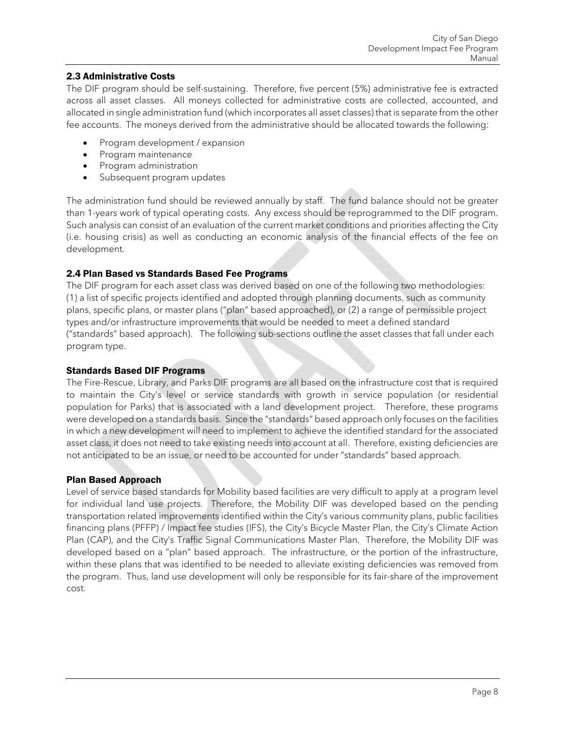## 2.3 Administrative Costs

The DIF program should be self-sustaining. Therefore, five percent (5%) administrative fee is extracted across all asset classes. All moneys collected for administrative costs are collected, accounted, and allocated in single administration fund (which incorporates all asset classes) that is separate from the other fee accounts. The moneys derived from the administrative should be allocated towards the following:

- Program development / expansion
- Program maintenance
- Program administration
- Subsequent program updates

The administration fund should be reviewed annually by staff. The fund balance should not be greater than 1-years work of typical operating costs. Any excess should be reprogrammed to the DIF program. Such analysis can consist of an evaluation of the current market conditions and priorities affecting the City (i.e. housing crisis) as well as conducting an economic analysis of the financial effects of the fee on development.

## 2.4 Plan Based vs Standards Based Fee Programs

The DIF program for each asset class was derived based on one of the following two methodologies: (1) a list of specific projects identified and adopted through planning documents, such as community plans, specific plans, or master plans ("plan" based approached), or (2) a range of permissible project types and/or infrastructure improvements that would be needed to meet a defined standard ("standards" based approach). The following sub-sections outline the asset classes that fall under each program type.

### Standards Based DIF Programs

The Fire-Rescue, Library, and Parks DIF programs are all based on the infrastructure cost that is required to maintain the City's level or service standards with growth in service population (or residential population for Parks) that is associated with a land development project. Therefore, these programs were developed on a standards basis. Since the "standards" based approach only focuses on the facilities in which a new development will need to implement to achieve the identified standard for the associated asset class, it does not need to take existing needs into account at all. Therefore, existing deficiencies are not anticipated to be an issue, or need to be accounted for under "standards" based approach.

### Plan Based Approach

Level of service based standards for Mobility based facilities are very difficult to apply at a program level for individual land use projects. Therefore, the Mobility DIF was developed based on the pending transportation related improvements identified within the City's various community plans, public facilities financing plans (PFFP) / Impact fee studies (IFS), the City's Bicycle Master Plan, the City's Climate Action Plan (CAP), and the City's Traffic Signal Communications Master Plan. Therefore, the Mobility DIF was developed based on a "plan" based approach. The infrastructure, or the portion of the infrastructure, within these plans that was identified to be needed to alleviate existing deficiencies was removed from the program. Thus, land use development will only be responsible for its fair-share of the improvement cost.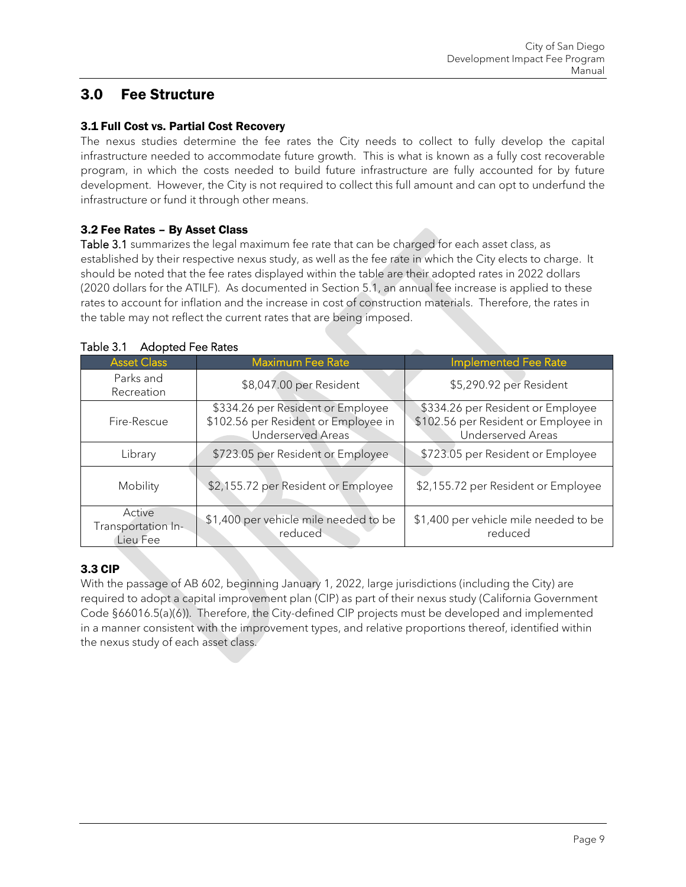# 3.0 Fee Structure

### 3.1 Full Cost vs. Partial Cost Recovery

The nexus studies determine the fee rates the City needs to collect to fully develop the capital infrastructure needed to accommodate future growth. This is what is known as a fully cost recoverable program, in which the costs needed to build future infrastructure are fully accounted for by future development. However, the City is not required to collect this full amount and can opt to underfund the infrastructure or fund it through other means.

### 3.2 Fee Rates – By Asset Class

Table 3.1 summarizes the legal maximum fee rate that can be charged for each asset class, as established by their respective nexus study, as well as the fee rate in which the City elects to charge. It should be noted that the fee rates displayed within the table are their adopted rates in 2022 dollars (2020 dollars for the ATILF). As documented in Section 5.1, an annual fee increase is applied to these rates to account for inflation and the increase in cost of construction materials. Therefore, the rates in the table may not reflect the current rates that are being imposed.

Table 3.1 Adopted Fee Rates

| Asset Class | Maximum Fee Rate | Implemented Fee Rate |
|---|---|---|
| Parks and Recreation | $8,047.00 per Resident | $5,290.92 per Resident |
| Fire-Rescue | $334.26 per Resident or Employee<br>$102.56 per Resident or Employee in Underserved Areas | $334.26 per Resident or Employee<br>$102.56 per Resident or Employee in Underserved Areas |
| Library | $723.05 per Resident or Employee | $723.05 per Resident or Employee |
| Mobility | $2,155.72 per Resident or Employee | $2,155.72 per Resident or Employee |
| Active Transportation In-Lieu Fee | $1,400 per vehicle mile needed to be reduced | $1,400 per vehicle mile needed to be reduced |

### 3.3 CIP

With the passage of AB 602, beginning January 1, 2022, large jurisdictions (including the City) are required to adopt a capital improvement plan (CIP) as part of their nexus study (California Government Code §66016.5(a)(6)). Therefore, the City-defined CIP projects must be developed and implemented in a manner consistent with the improvement types, and relative proportions thereof, identified within the nexus study of each asset class.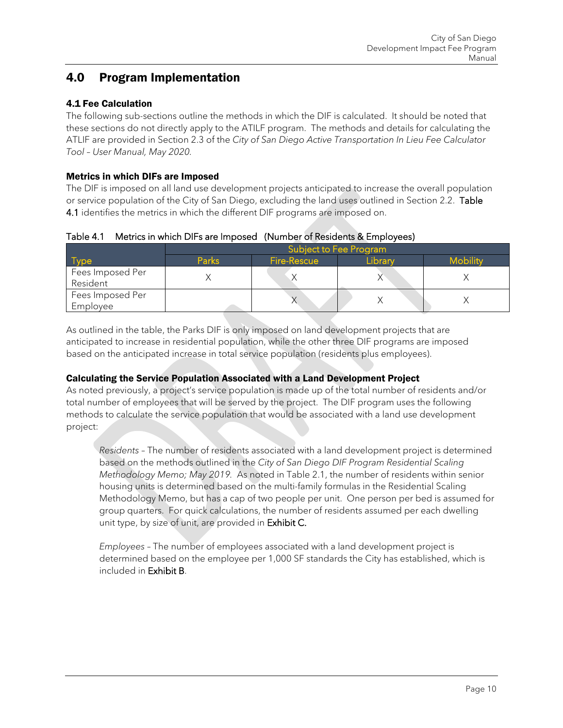## 4.0 Program Implementation

### 4.1 Fee Calculation

The following sub-sections outline the methods in which the DIF is calculated. It should be noted that these sections do not directly apply to the ATILF program. The methods and details for calculating the ATILF are provided in Section 2.3 of the *City of San Diego Active Transportation In Lieu Fee Calculator Tool – User Manual, May 2020.*

#### Metrics in which DIFs are Imposed

The DIF is imposed on all land use development projects anticipated to increase the overall population or service population of the City of San Diego, excluding the land uses outlined in Section 2.2. Table 4.1 identifies the metrics in which the different DIF programs are imposed on.

Table 4.1 Metrics in which DIFs are Imposed (Number of Residents & Employees)

| | Subject to Fee Program | | | |
|---|---|---|---|---|
| Type | Parks | Fire-Rescue | Library | Mobility |
| Fees Imposed Per Resident | X | X | X | X |
| Fees Imposed Per Employee | | X | X | X |

As outlined in the table, the Parks DIF is only imposed on land development projects that are anticipated to increase in residential population, while the other three DIF programs are imposed based on the anticipated increase in total service population (residents plus employees).

#### Calculating the Service Population Associated with a Land Development Project

As noted previously, a project's service population is made up of the total number of residents and/or total number of employees that will be served by the project. The DIF program uses the following methods to calculate the service population that would be associated with a land use development project:

*Residents* – The number of residents associated with a land development project is determined based on the methods outlined in the *City of San Diego DIF Program Residential Scaling Methodology Memo; May 2019.* As noted in Table 2.1, the number of residents within senior housing units is determined based on the multi-family formulas in the Residential Scaling Methodology Memo, but has a cap of two people per unit. One person per bed is assumed for group quarters. For quick calculations, the number of residents assumed per each dwelling unit type, by size of unit, are provided in Exhibit C.

*Employees* – The number of employees associated with a land development project is determined based on the employee per 1,000 SF standards the City has established, which is included in Exhibit B.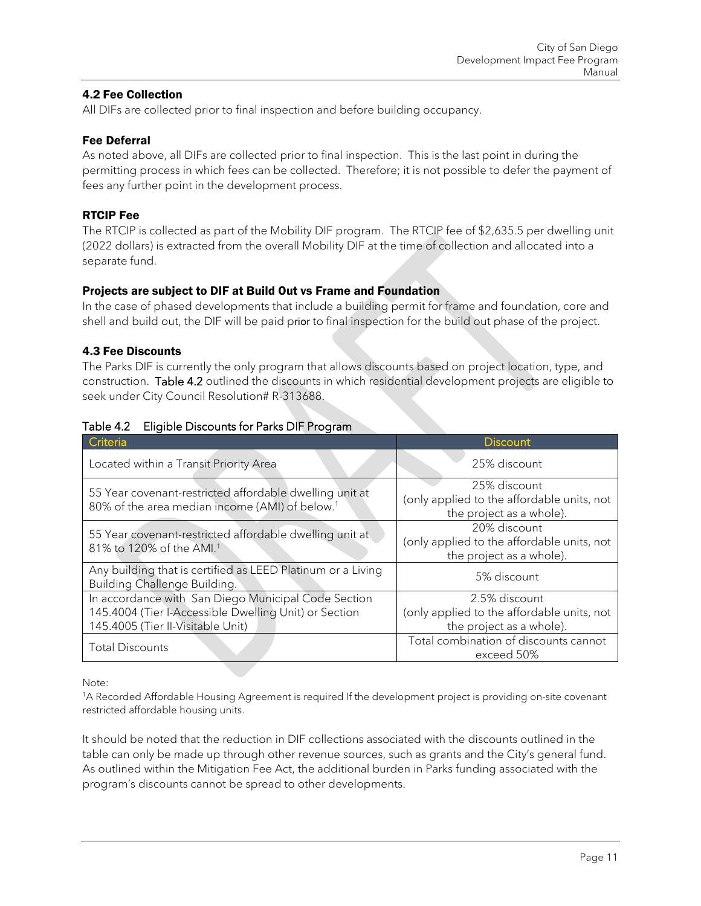### 4.2 Fee Collection

All DIFs are collected prior to final inspection and before building occupancy.

#### Fee Deferral

As noted above, all DIFs are collected prior to final inspection. This is the last point in during the permitting process in which fees can be collected. Therefore; it is not possible to defer the payment of fees any further point in the development process.

#### RTCIP Fee

The RTCIP is collected as part of the Mobility DIF program. The RTCIP fee of $2,635.5 per dwelling unit (2022 dollars) is extracted from the overall Mobility DIF at the time of collection and allocated into a separate fund.

#### Projects are subject to DIF at Build Out vs Frame and Foundation

In the case of phased developments that include a building permit for frame and foundation, core and shell and build out, the DIF will be paid prior to final inspection for the build out phase of the project.

### 4.3 Fee Discounts

The Parks DIF is currently the only program that allows discounts based on project location, type, and construction. Table 4.2 outlined the discounts in which residential development projects are eligible to seek under City Council Resolution# R-313688.

Table 4.2 Eligible Discounts for Parks DIF Program

| Criteria | Discount |
|---|---|
| Located within a Transit Priority Area | 25% discount |
| 55 Year covenant-restricted affordable dwelling unit at 80% of the area median income (AMI) of below.[1] | 25% discount (only applied to the affordable units, not the project as a whole). |
| 55 Year covenant-restricted affordable dwelling unit at 81% to 120% of the AMI.[1] | 20% discount (only applied to the affordable units, not the project as a whole). |
| Any building that is certified as LEED Platinum or a Living Building Challenge Building. | 5% discount |
| In accordance with San Diego Municipal Code Section 145.4004 (Tier I-Accessible Dwelling Unit) or Section 145.4005 (Tier II-Visitable Unit) | 2.5% discount (only applied to the affordable units, not the project as a whole). |
| Total Discounts | Total combination of discounts cannot exceed 50% |

Note:

[1]A Recorded Affordable Housing Agreement is required If the development project is providing on-site covenant restricted affordable housing units.

It should be noted that the reduction in DIF collections associated with the discounts outlined in the table can only be made up through other revenue sources, such as grants and the City's general fund. As outlined within the Mitigation Fee Act, the additional burden in Parks funding associated with the program's discounts cannot be spread to other developments.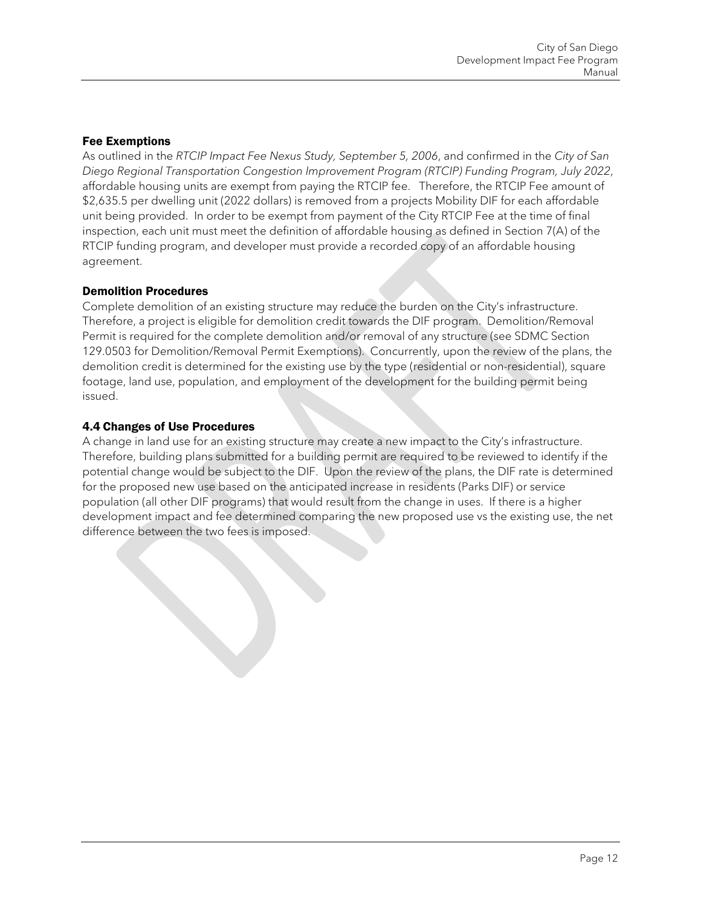### Fee Exemptions

As outlined in the *RTCIP Impact Fee Nexus Study, September 5, 2006*, and confirmed in the *City of San Diego Regional Transportation Congestion Improvement Program (RTCIP) Funding Program, July 2022*, affordable housing units are exempt from paying the RTCIP fee. Therefore, the RTCIP Fee amount of $2,635.5 per dwelling unit (2022 dollars) is removed from a projects Mobility DIF for each affordable unit being provided. In order to be exempt from payment of the City RTCIP Fee at the time of final inspection, each unit must meet the definition of affordable housing as defined in Section 7(A) of the RTCIP funding program, and developer must provide a recorded copy of an affordable housing agreement.

### Demolition Procedures

Complete demolition of an existing structure may reduce the burden on the City's infrastructure. Therefore, a project is eligible for demolition credit towards the DIF program. Demolition/Removal Permit is required for the complete demolition and/or removal of any structure (see SDMC Section 129.0503 for Demolition/Removal Permit Exemptions). Concurrently, upon the review of the plans, the demolition credit is determined for the existing use by the type (residential or non-residential), square footage, land use, population, and employment of the development for the building permit being issued.

### 4.4 Changes of Use Procedures

A change in land use for an existing structure may create a new impact to the City's infrastructure. Therefore, building plans submitted for a building permit are required to be reviewed to identify if the potential change would be subject to the DIF. Upon the review of the plans, the DIF rate is determined for the proposed new use based on the anticipated increase in residents (Parks DIF) or service population (all other DIF programs) that would result from the change in uses. If there is a higher development impact and fee determined comparing the new proposed use vs the existing use, the net difference between the two fees is imposed.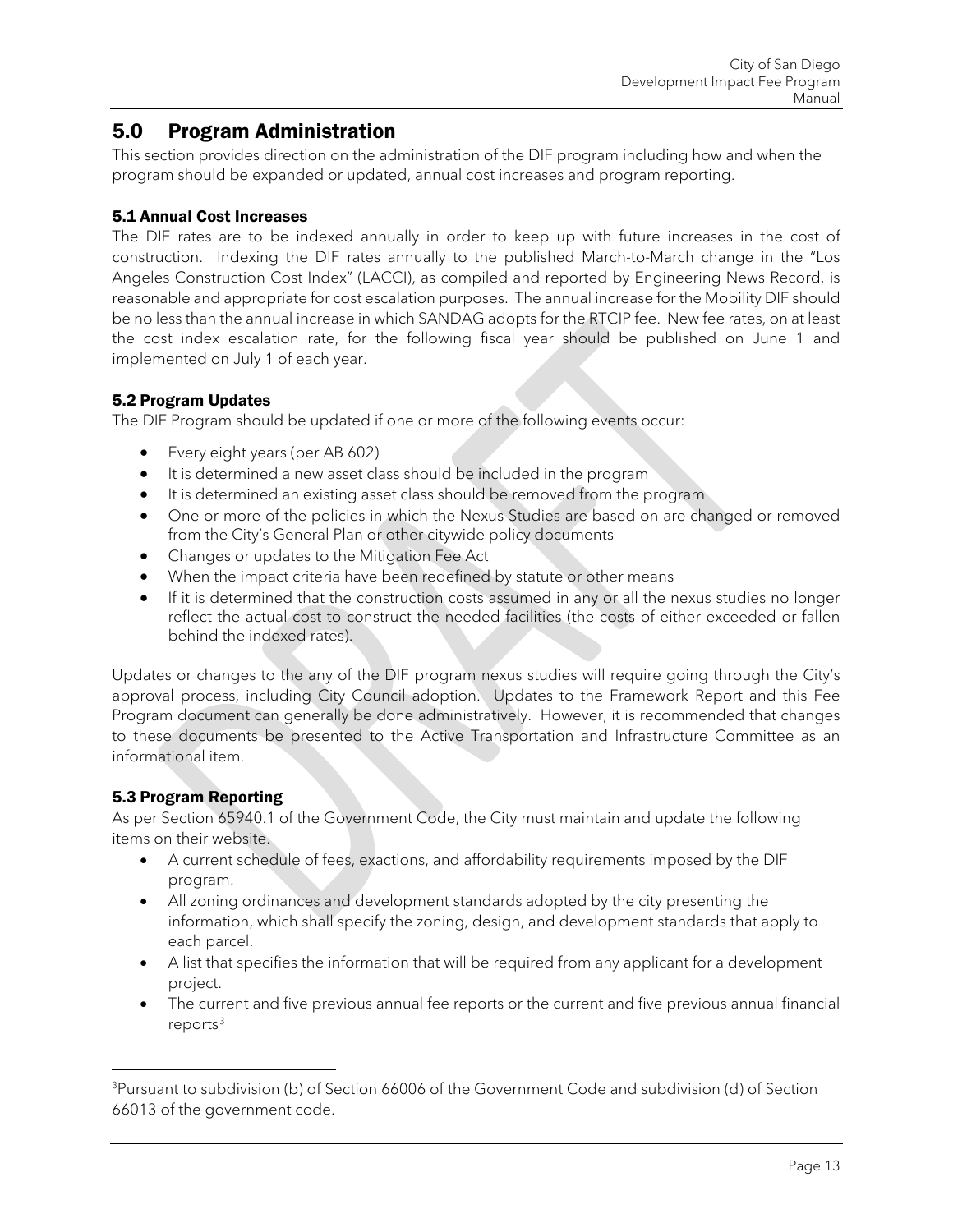# 5.0 Program Administration

This section provides direction on the administration of the DIF program including how and when the program should be expanded or updated, annual cost increases and program reporting.

### 5.1 Annual Cost Increases

The DIF rates are to be indexed annually in order to keep up with future increases in the cost of construction. Indexing the DIF rates annually to the published March-to-March change in the "Los Angeles Construction Cost Index" (LACCI), as compiled and reported by Engineering News Record, is reasonable and appropriate for cost escalation purposes. The annual increase for the Mobility DIF should be no less than the annual increase in which SANDAG adopts for the RTCIP fee. New fee rates, on at least the cost index escalation rate, for the following fiscal year should be published on June 1 and implemented on July 1 of each year.

### 5.2 Program Updates

The DIF Program should be updated if one or more of the following events occur:

- Every eight years (per AB 602)
- It is determined a new asset class should be included in the program
- It is determined an existing asset class should be removed from the program
- One or more of the policies in which the Nexus Studies are based on are changed or removed from the City's General Plan or other citywide policy documents
- Changes or updates to the Mitigation Fee Act
- When the impact criteria have been redefined by statute or other means
- If it is determined that the construction costs assumed in any or all the nexus studies no longer reflect the actual cost to construct the needed facilities (the costs of either exceeded or fallen behind the indexed rates).

Updates or changes to the any of the DIF program nexus studies will require going through the City's approval process, including City Council adoption. Updates to the Framework Report and this Fee Program document can generally be done administratively. However, it is recommended that changes to these documents be presented to the Active Transportation and Infrastructure Committee as an informational item.

### 5.3 Program Reporting

As per Section 65940.1 of the Government Code, the City must maintain and update the following items on their website.

- A current schedule of fees, exactions, and affordability requirements imposed by the DIF program.
- All zoning ordinances and development standards adopted by the city presenting the information, which shall specify the zoning, design, and development standards that apply to each parcel.
- A list that specifies the information that will be required from any applicant for a development project.
- The current and five previous annual fee reports or the current and five previous annual financial reports[3]

[3] Pursuant to subdivision (b) of Section 66006 of the Government Code and subdivision (d) of Section 66013 of the government code.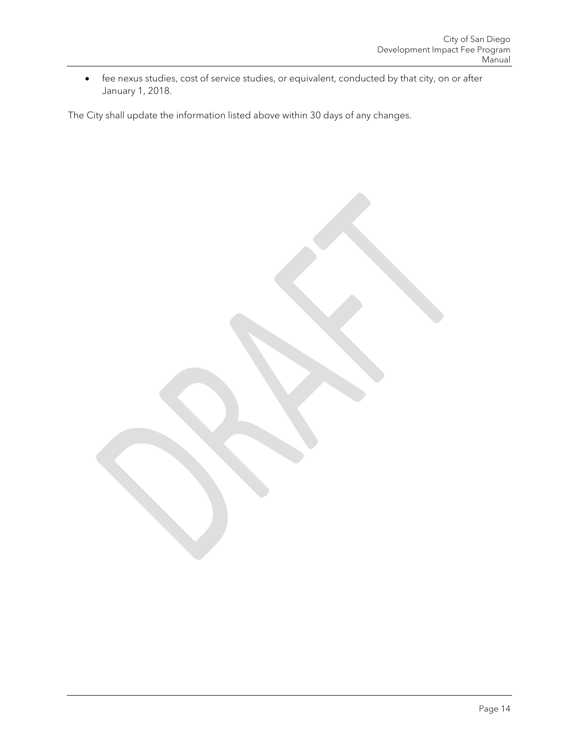- fee nexus studies, cost of service studies, or equivalent, conducted by that city, on or after January 1, 2018.

The City shall update the information listed above within 30 days of any changes.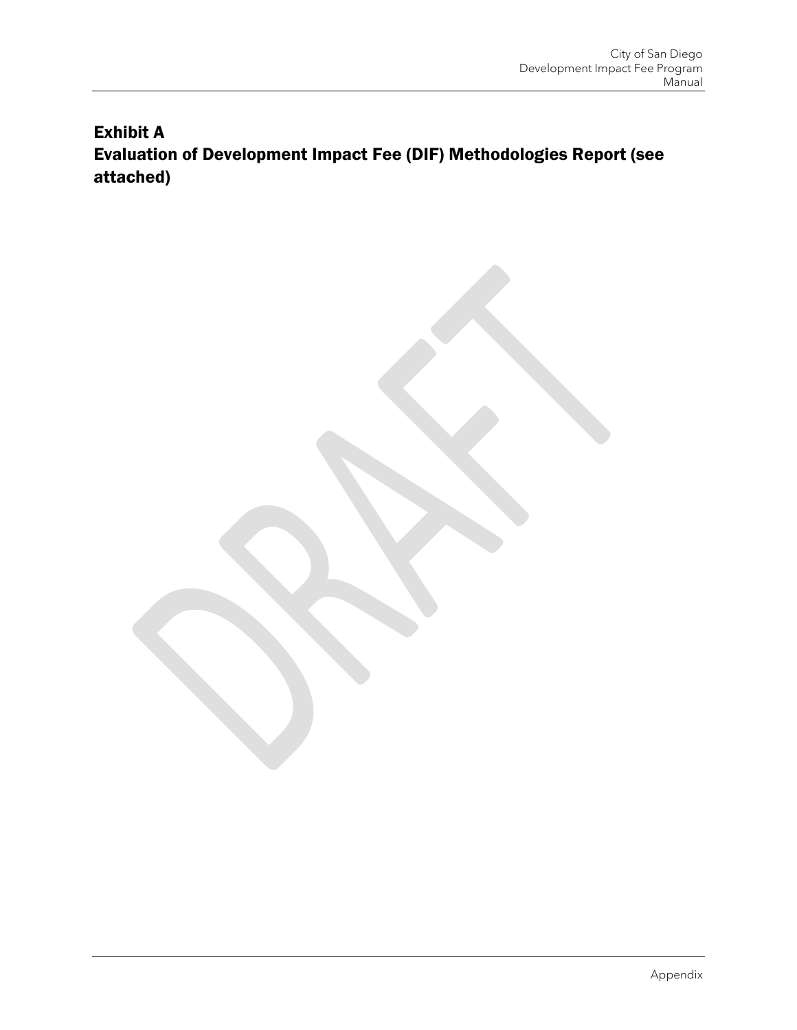## Exhibit A
## Evaluation of Development Impact Fee (DIF) Methodologies Report (see attached)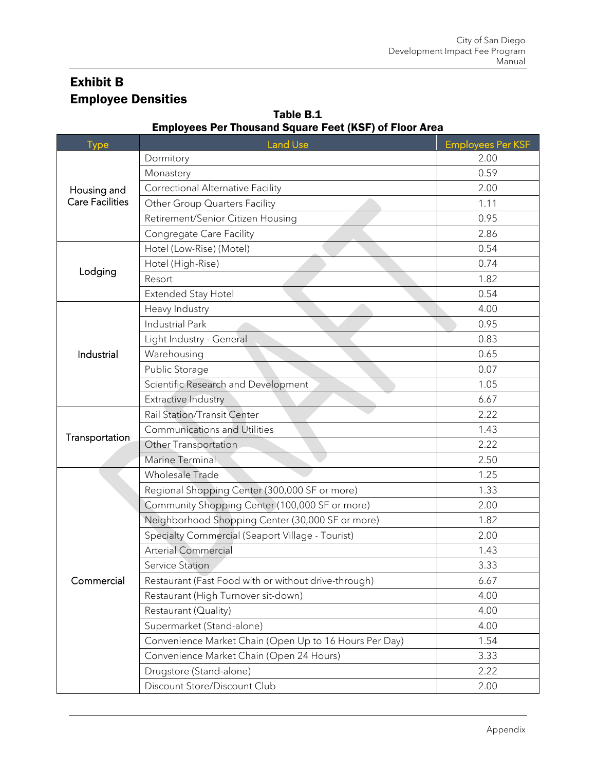# Exhibit B
# Employee Densities

**Table B.1**
**Employees Per Thousand Square Feet (KSF) of Floor Area**

| Type | Land Use | Employees Per KSF |
|---|---|---|
| Housing and Care Facilities | Dormitory | 2.00 |
| | Monastery | 0.59 |
| | Correctional Alternative Facility | 2.00 |
| | Other Group Quarters Facility | 1.11 |
| | Retirement/Senior Citizen Housing | 0.95 |
| | Congregate Care Facility | 2.86 |
| Lodging | Hotel (Low-Rise) (Motel) | 0.54 |
| | Hotel (High-Rise) | 0.74 |
| | Resort | 1.82 |
| | Extended Stay Hotel | 0.54 |
| Industrial | Heavy Industry | 4.00 |
| | Industrial Park | 0.95 |
| | Light Industry - General | 0.83 |
| | Warehousing | 0.65 |
| | Public Storage | 0.07 |
| | Scientific Research and Development | 1.05 |
| | Extractive Industry | 6.67 |
| Transportation | Rail Station/Transit Center | 2.22 |
| | Communications and Utilities | 1.43 |
| | Other Transportation | 2.22 |
| | Marine Terminal | 2.50 |
| Commercial | Wholesale Trade | 1.25 |
| | Regional Shopping Center (300,000 SF or more) | 1.33 |
| | Community Shopping Center (100,000 SF or more) | 2.00 |
| | Neighborhood Shopping Center (30,000 SF or more) | 1.82 |
| | Specialty Commercial (Seaport Village - Tourist) | 2.00 |
| | Arterial Commercial | 1.43 |
| | Service Station | 3.33 |
| | Restaurant (Fast Food with or without drive-through) | 6.67 |
| | Restaurant (High Turnover sit-down) | 4.00 |
| | Restaurant (Quality) | 4.00 |
| | Supermarket (Stand-alone) | 4.00 |
| | Convenience Market Chain (Open Up to 16 Hours Per Day) | 1.54 |
| | Convenience Market Chain (Open 24 Hours) | 3.33 |
| | Drugstore (Stand-alone) | 2.22 |
| | Discount Store/Discount Club | 2.00 |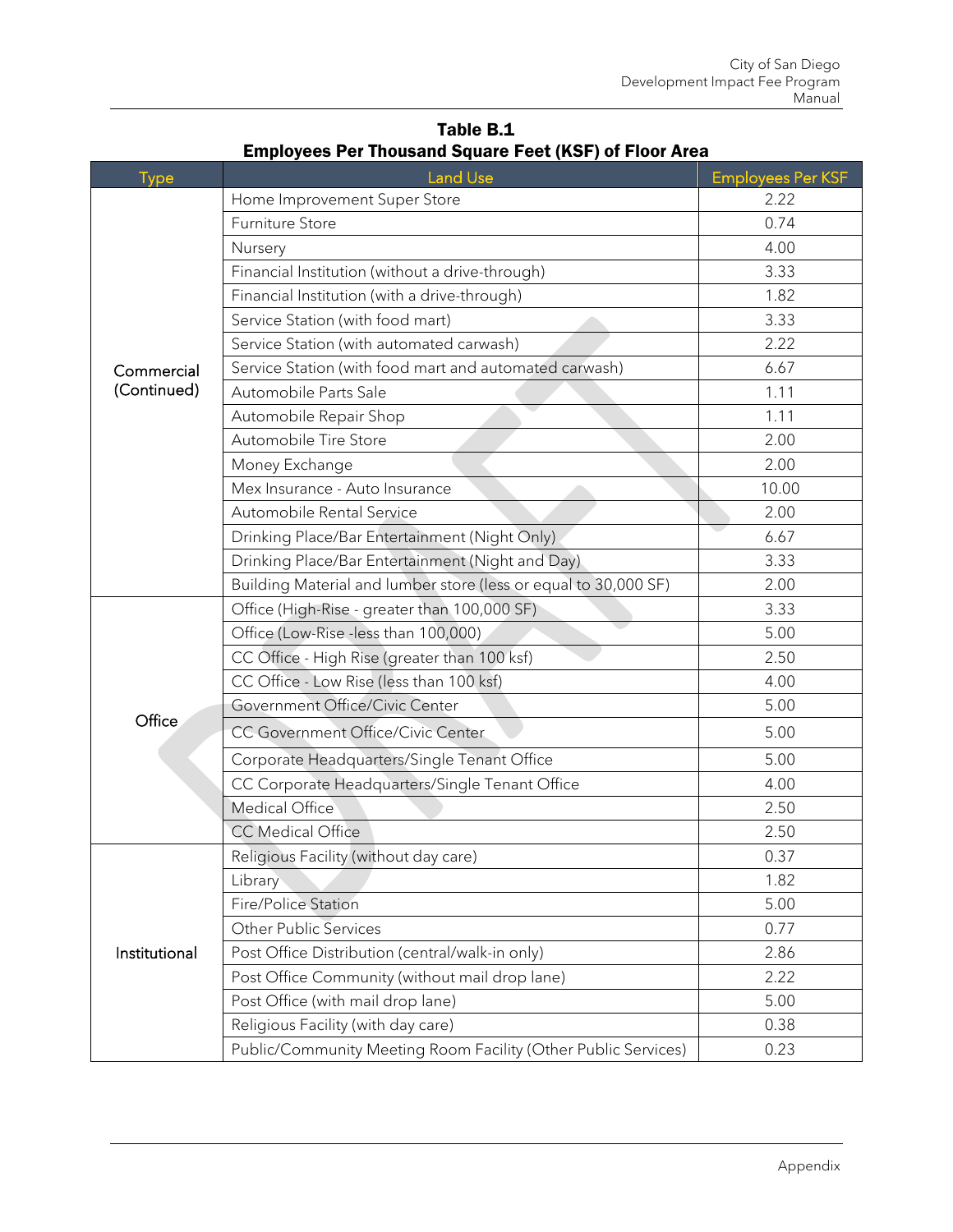**Table B.1**
**Employees Per Thousand Square Feet (KSF) of Floor Area**

| Type | Land Use | Employees Per KSF |
|---|---|---|
| Commercial (Continued) | Home Improvement Super Store | 2.22 |
| | Furniture Store | 0.74 |
| | Nursery | 4.00 |
| | Financial Institution (without a drive-through) | 3.33 |
| | Financial Institution (with a drive-through) | 1.82 |
| | Service Station (with food mart) | 3.33 |
| | Service Station (with automated carwash) | 2.22 |
| | Service Station (with food mart and automated carwash) | 6.67 |
| | Automobile Parts Sale | 1.11 |
| | Automobile Repair Shop | 1.11 |
| | Automobile Tire Store | 2.00 |
| | Money Exchange | 2.00 |
| | Mex Insurance - Auto Insurance | 10.00 |
| | Automobile Rental Service | 2.00 |
| | Drinking Place/Bar Entertainment (Night Only) | 6.67 |
| | Drinking Place/Bar Entertainment (Night and Day) | 3.33 |
| | Building Material and lumber store (less or equal to 30,000 SF) | 2.00 |
| Office | Office (High-Rise - greater than 100,000 SF) | 3.33 |
| | Office (Low-Rise -less than 100,000) | 5.00 |
| | CC Office - High Rise (greater than 100 ksf) | 2.50 |
| | CC Office - Low Rise (less than 100 ksf) | 4.00 |
| | Government Office/Civic Center | 5.00 |
| | CC Government Office/Civic Center | 5.00 |
| | Corporate Headquarters/Single Tenant Office | 5.00 |
| | CC Corporate Headquarters/Single Tenant Office | 4.00 |
| | Medical Office | 2.50 |
| | CC Medical Office | 2.50 |
| Institutional | Religious Facility (without day care) | 0.37 |
| | Library | 1.82 |
| | Fire/Police Station | 5.00 |
| | Other Public Services | 0.77 |
| | Post Office Distribution (central/walk-in only) | 2.86 |
| | Post Office Community (without mail drop lane) | 2.22 |
| | Post Office (with mail drop lane) | 5.00 |
| | Religious Facility (with day care) | 0.38 |
| | Public/Community Meeting Room Facility (Other Public Services) | 0.23 |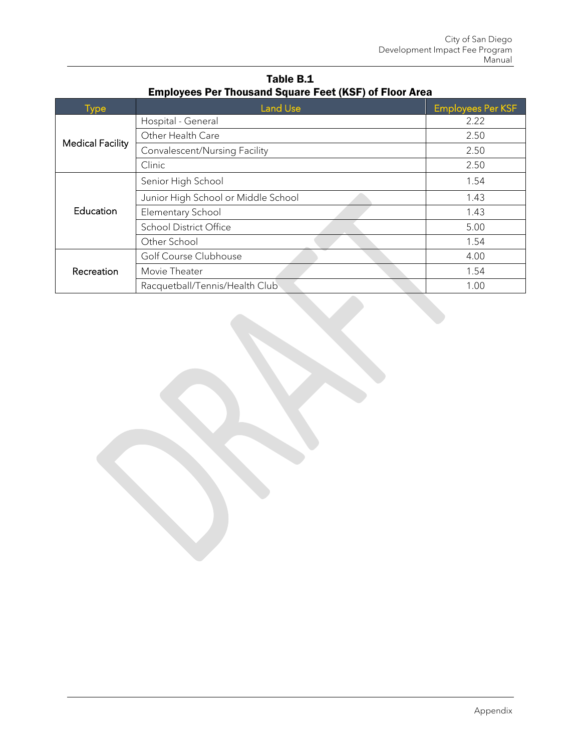**Table B.1**
**Employees Per Thousand Square Feet (KSF) of Floor Area**

| Type | Land Use | Employees Per KSF |
|---|---|---|
| Medical Facility | Hospital - General | 2.22 |
| | Other Health Care | 2.50 |
| | Convalescent/Nursing Facility | 2.50 |
| | Clinic | 2.50 |
| Education | Senior High School | 1.54 |
| | Junior High School or Middle School | 1.43 |
| | Elementary School | 1.43 |
| | School District Office | 5.00 |
| | Other School | 1.54 |
| Recreation | Golf Course Clubhouse | 4.00 |
| | Movie Theater | 1.54 |
| | Racquetball/Tennis/Health Club | 1.00 |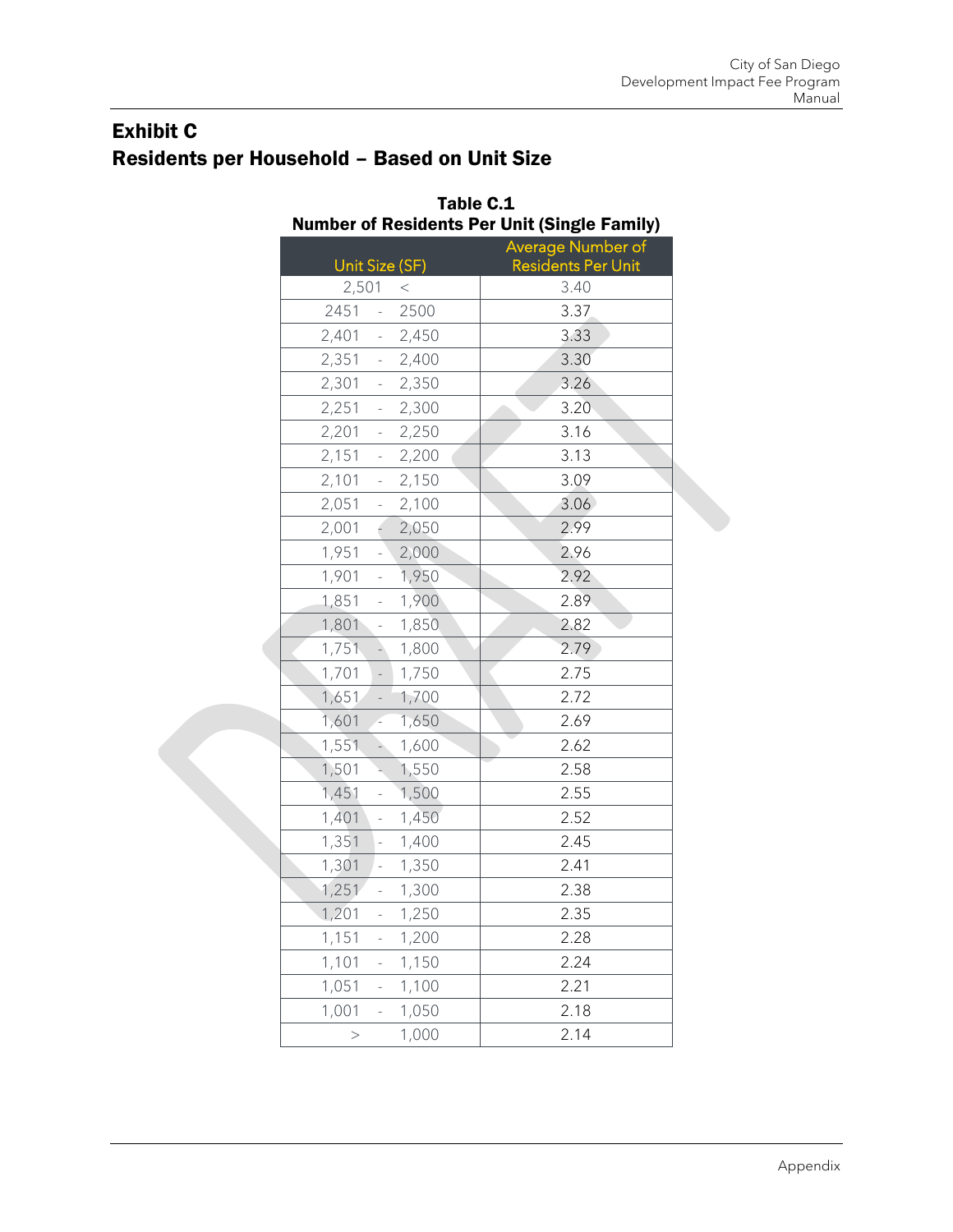## Exhibit C
## Residents per Household – Based on Unit Size

**Table C.1**
**Number of Residents Per Unit (Single Family)**

| Unit Size (SF) | Average Number of Residents Per Unit |
|---|---|
| 2,501 < | 3.40 |
| 2451 - 2500 | 3.37 |
| 2,401 - 2,450 | 3.33 |
| 2,351 - 2,400 | 3.30 |
| 2,301 - 2,350 | 3.26 |
| 2,251 - 2,300 | 3.20 |
| 2,201 - 2,250 | 3.16 |
| 2,151 - 2,200 | 3.13 |
| 2,101 - 2,150 | 3.09 |
| 2,051 - 2,100 | 3.06 |
| 2,001 - 2,050 | 2.99 |
| 1,951 - 2,000 | 2.96 |
| 1,901 - 1,950 | 2.92 |
| 1,851 - 1,900 | 2.89 |
| 1,801 - 1,850 | 2.82 |
| 1,751 - 1,800 | 2.79 |
| 1,701 - 1,750 | 2.75 |
| 1,651 - 1,700 | 2.72 |
| 1,601 - 1,650 | 2.69 |
| 1,551 - 1,600 | 2.62 |
| 1,501 - 1,550 | 2.58 |
| 1,451 - 1,500 | 2.55 |
| 1,401 - 1,450 | 2.52 |
| 1,351 - 1,400 | 2.45 |
| 1,301 - 1,350 | 2.41 |
| 1,251 - 1,300 | 2.38 |
| 1,201 - 1,250 | 2.35 |
| 1,151 - 1,200 | 2.28 |
| 1,101 - 1,150 | 2.24 |
| 1,051 - 1,100 | 2.21 |
| 1,001 - 1,050 | 2.18 |
| > 1,000 | 2.14 |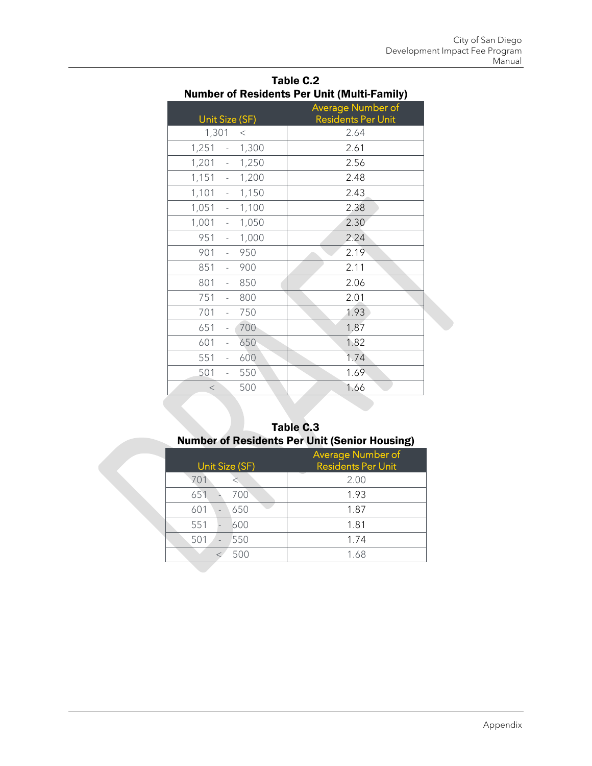**Table C.2**
**Number of Residents Per Unit (Multi-Family)**

| Unit Size (SF) | Average Number of Residents Per Unit |
|---|---|
| 1,301 < | 2.64 |
| 1,251 - 1,300 | 2.61 |
| 1,201 - 1,250 | 2.56 |
| 1,151 - 1,200 | 2.48 |
| 1,101 - 1,150 | 2.43 |
| 1,051 - 1,100 | 2.38 |
| 1,001 - 1,050 | 2.30 |
| 951 - 1,000 | 2.24 |
| 901 - 950 | 2.19 |
| 851 - 900 | 2.11 |
| 801 - 850 | 2.06 |
| 751 - 800 | 2.01 |
| 701 - 750 | 1.93 |
| 651 - 700 | 1.87 |
| 601 - 650 | 1.82 |
| 551 - 600 | 1.74 |
| 501 - 550 | 1.69 |
| < 500 | 1.66 |

**Table C.3**
**Number of Residents Per Unit (Senior Housing)**

| Unit Size (SF) | Average Number of Residents Per Unit |
|---|---|
| 701 < | 2.00 |
| 651 - 700 | 1.93 |
| 601 - 650 | 1.87 |
| 551 - 600 | 1.81 |
| 501 - 550 | 1.74 |
| < 500 | 1.68 |